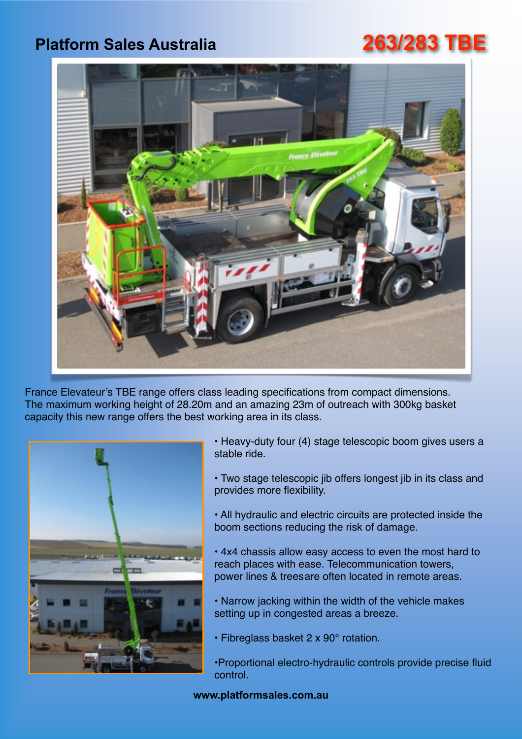**Platform Sales Australia**

# 263/283 TBE

France Elevateur's TBE range offers class leading specifications from compact dimensions. The maximum working height of 28.20m and an amazing 23m of outreach with 300kg basket capacity this new range offers the best working area in its class.

- Heavy-duty four (4) stage telescopic boom gives users a stable ride.
- Two stage telescopic jib offers longest jib in its class and provides more flexibility.
- All hydraulic and electric circuits are protected inside the boom sections reducing the risk of damage.
- 4x4 chassis allow easy access to even the most hard to reach places with ease. Telecommunication towers, power lines & treesare often located in remote areas.
- Narrow jacking within the width of the vehicle makes setting up in congested areas a breeze.
- Fibreglass basket 2 x 90° rotation.
- Proportional electro-hydraulic controls provide precise fluid control.

**www.platformsales.com.au**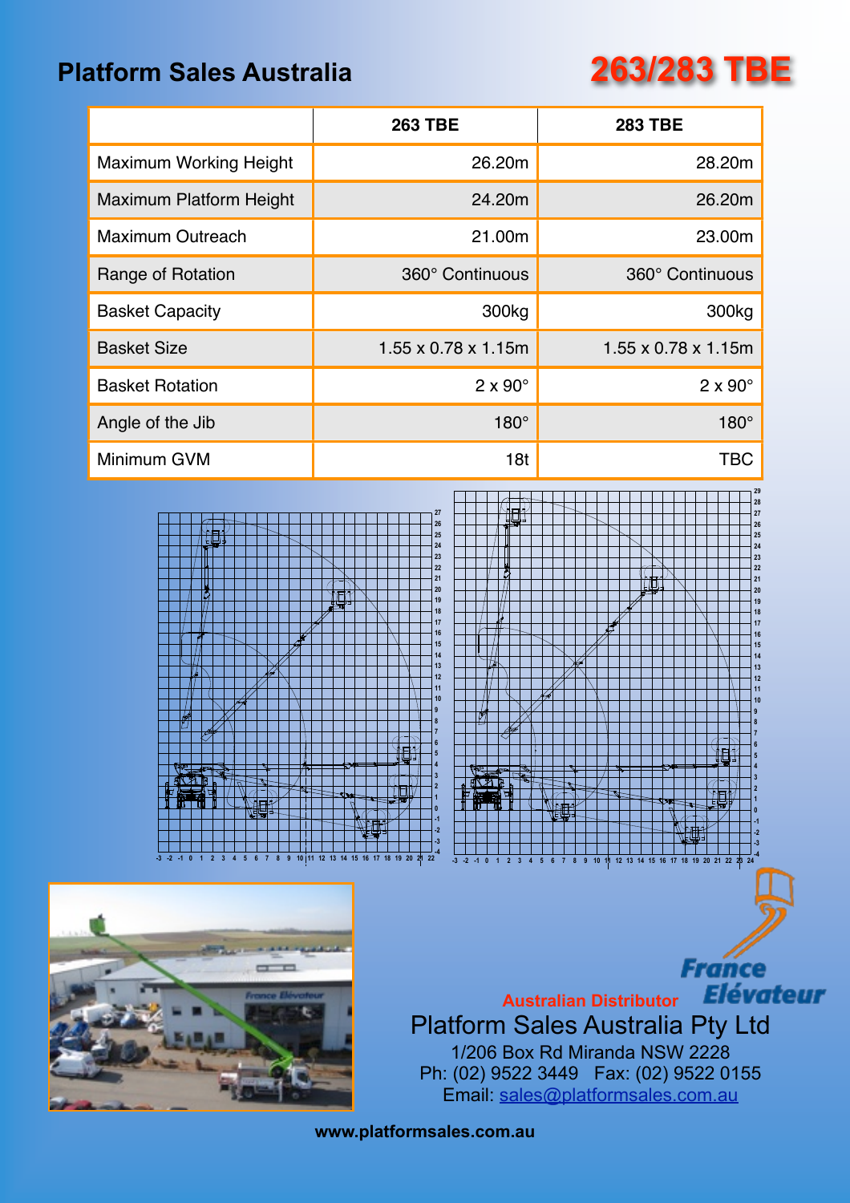Platform Sales Australia

# 263/283 TBE

| | 263 TBE | 283 TBE |
|---|---|---|
| Maximum Working Height | 26.20m | 28.20m |
| Maximum Platform Height | 24.20m | 26.20m |
| Maximum Outreach | 21.00m | 23.00m |
| Range of Rotation | 360° Continuous | 360° Continuous |
| Basket Capacity | 300kg | 300kg |
| Basket Size | 1.55 x 0.78 x 1.15m | 1.55 x 0.78 x 1.15m |
| Basket Rotation | 2 x 90° | 2 x 90° |
| Angle of the Jib | 180° | 180° |
| Minimum GVM | 18t | TBC |

France Elévateur

Australian Distributor

Platform Sales Australia Pty Ltd

1/206 Box Rd Miranda NSW 2228

Ph: (02) 9522 3449 Fax: (02) 9522 0155

Email: sales@platformsales.com.au

www.platformsales.com.au